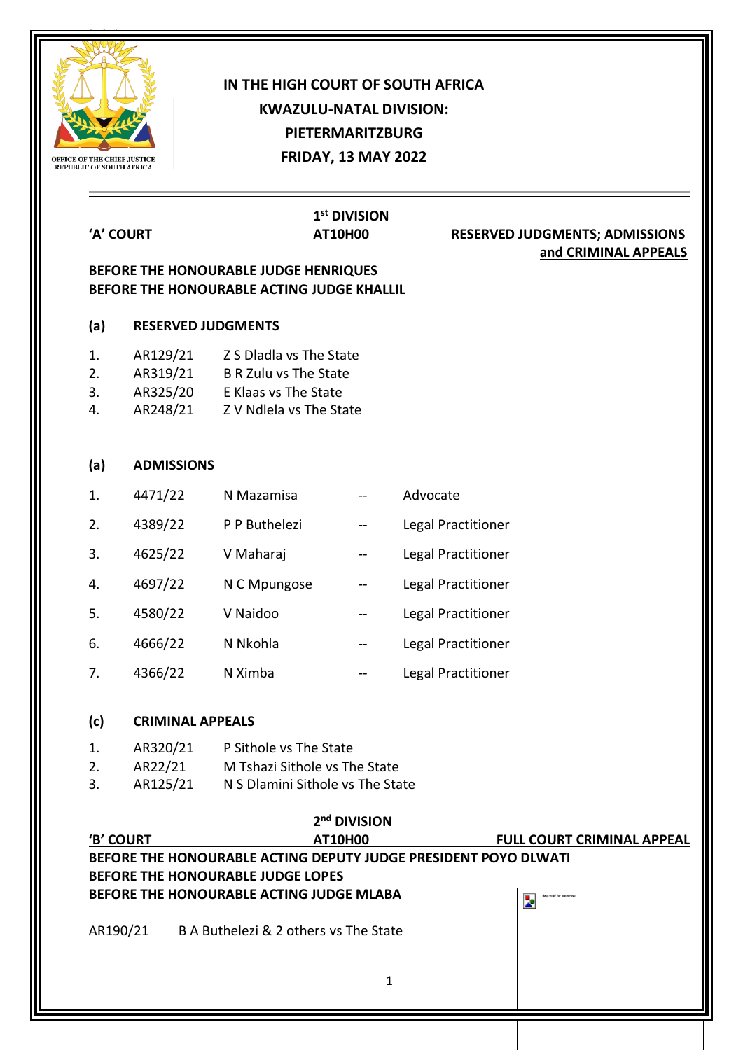OFFICE OF THE CHIEF JUSTICE
REPUBLIC OF SOUTH AFRICA

# IN THE HIGH COURT OF SOUTH AFRICA
# KWAZULU-NATAL DIVISION:
# PIETERMARITZBURG
# FRIDAY, 13 MAY 2022

---

## 'A' COURT — 1st DIVISION — AT10H00 — RESERVED JUDGMENTS; ADMISSIONS and CRIMINAL APPEALS

**BEFORE THE HONOURABLE JUDGE HENRIQUES**
**BEFORE THE HONOURABLE ACTING JUDGE KHALLIL**

### (a) RESERVED JUDGMENTS

1. AR129/21 Z S Dladla vs The State
2. AR319/21 B R Zulu vs The State
3. AR325/20 E Klaas vs The State
4. AR248/21 Z V Ndlela vs The State

### (a) ADMISSIONS

| | | | | |
|---|---|---|---|---|
| 1. | 4471/22 | N Mazamisa | -- | Advocate |
| 2. | 4389/22 | P P Buthelezi | -- | Legal Practitioner |
| 3. | 4625/22 | V Maharaj | -- | Legal Practitioner |
| 4. | 4697/22 | N C Mpungose | -- | Legal Practitioner |
| 5. | 4580/22 | V Naidoo | -- | Legal Practitioner |
| 6. | 4666/22 | N Nkohla | -- | Legal Practitioner |
| 7. | 4366/22 | N Ximba | -- | Legal Practitioner |

### (c) CRIMINAL APPEALS

1. AR320/21 P Sithole vs The State
2. AR22/21 M Tshazi Sithole vs The State
3. AR125/21 N S Dlamini Sithole vs The State

## 'B' COURT — 2nd DIVISION — AT10H00 — FULL COURT CRIMINAL APPEAL

**BEFORE THE HONOURABLE ACTING DEPUTY JUDGE PRESIDENT POYO DLWATI**
**BEFORE THE HONOURABLE JUDGE LOPES**
**BEFORE THE HONOURABLE ACTING JUDGE MLABA**

AR190/21 B A Buthelezi & 2 others vs The State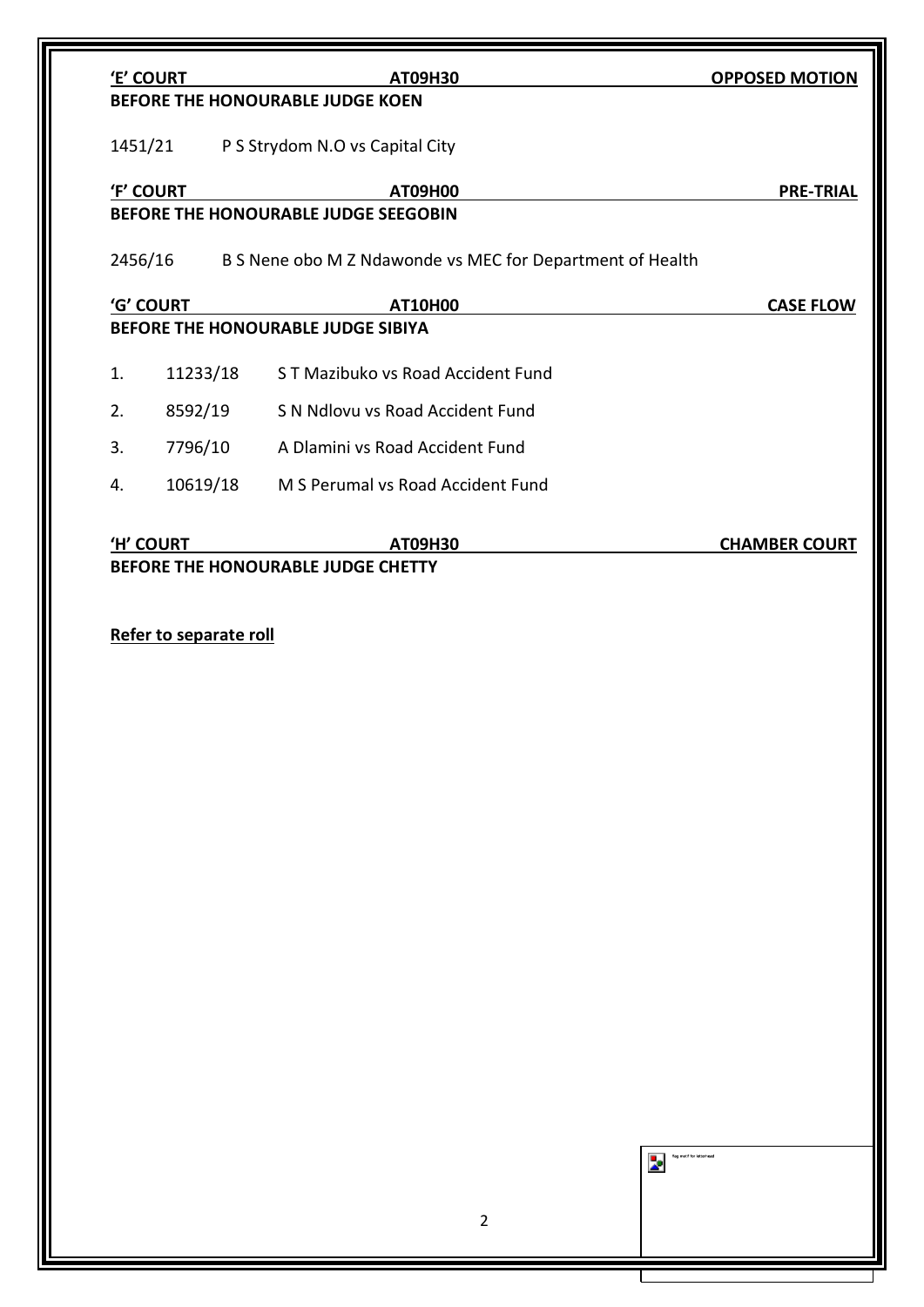**'E' COURT AT09H30 OPPOSED MOTION**

**BEFORE THE HONOURABLE JUDGE KOEN**

1451/21 P S Strydom N.O vs Capital City

**'F' COURT AT09H00 PRE-TRIAL**

**BEFORE THE HONOURABLE JUDGE SEEGOBIN**

2456/16 B S Nene obo M Z Ndawonde vs MEC for Department of Health

**'G' COURT AT10H00 CASE FLOW**

**BEFORE THE HONOURABLE JUDGE SIBIYA**

1. 11233/18 S T Mazibuko vs Road Accident Fund
2. 8592/19 S N Ndlovu vs Road Accident Fund
3. 7796/10 A Dlamini vs Road Accident Fund
4. 10619/18 M S Perumal vs Road Accident Fund

**'H' COURT AT09H30 CHAMBER COURT**

**BEFORE THE HONOURABLE JUDGE CHETTY**

**Refer to separate roll**